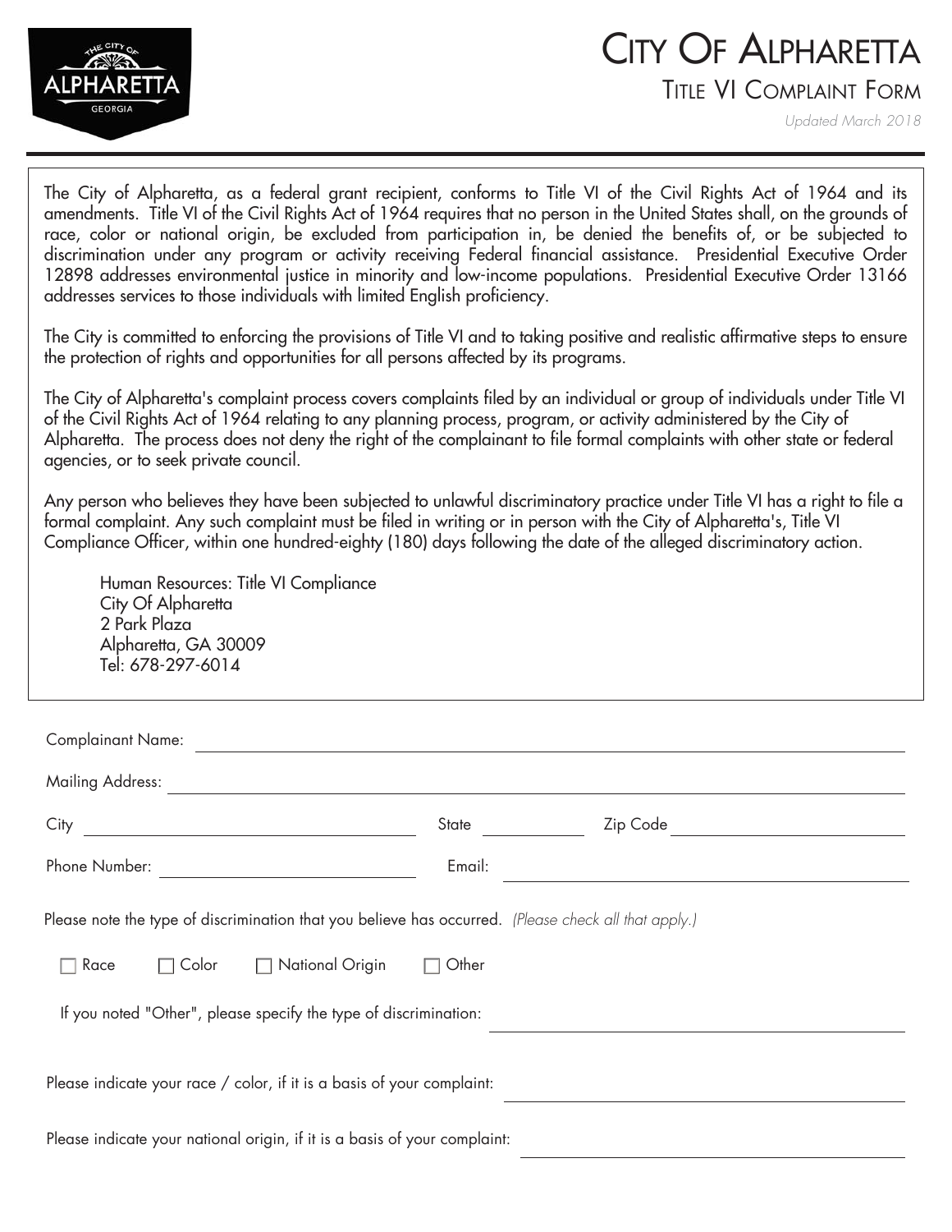# CITY OF ALPHARETTA

## TITLE VI COMPLAINT FORM

*Updated March 2018*

The City of Alpharetta, as a federal grant recipient, conforms to Title VI of the Civil Rights Act of 1964 and its amendments. Title VI of the Civil Rights Act of 1964 requires that no person in the United States shall, on the grounds of race, color or national origin, be excluded from participation in, be denied the benefits of, or be subjected to discrimination under any program or activity receiving Federal financial assistance. Presidential Executive Order 12898 addresses environmental justice in minority and low-income populations. Presidential Executive Order 13166 addresses services to those individuals with limited English proficiency.

The City is committed to enforcing the provisions of Title VI and to taking positive and realistic affirmative steps to ensure the protection of rights and opportunities for all persons affected by its programs.

The City of Alpharetta's complaint process covers complaints filed by an individual or group of individuals under Title VI of the Civil Rights Act of 1964 relating to any planning process, program, or activity administered by the City of Alpharetta. The process does not deny the right of the complainant to file formal complaints with other state or federal agencies, or to seek private council.

Any person who believes they have been subjected to unlawful discriminatory practice under Title VI has a right to file a formal complaint. Any such complaint must be filed in writing or in person with the City of Alpharetta's, Title VI Compliance Officer, within one hundred-eighty (180) days following the date of the alleged discriminatory action.

Human Resources: Title VI Compliance
City Of Alpharetta
2 Park Plaza
Alpharetta, GA 30009
Tel: 678-297-6014

Complainant Name: ______________________________

Mailing Address: ______________________________

City ______________________ State __________ Zip Code ______________

Phone Number: ______________________ Email: ______________________

Please note the type of discrimination that you believe has occurred. *(Please check all that apply.)*

☐ Race ☐ Color ☐ National Origin ☐ Other

If you noted "Other", please specify the type of discrimination: ______________________

Please indicate your race / color, if it is a basis of your complaint: ______________________

Please indicate your national origin, if it is a basis of your complaint: ______________________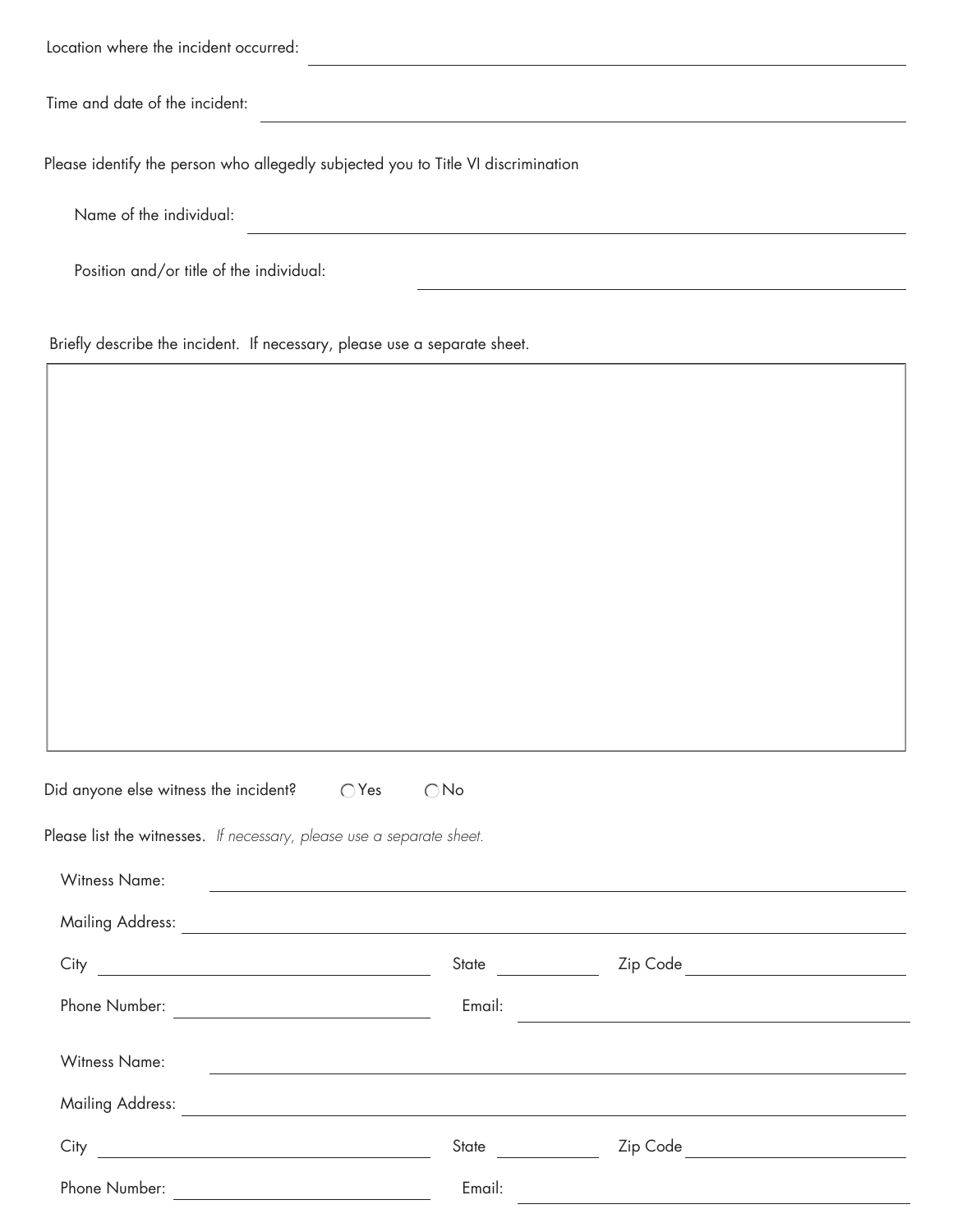Location where the incident occurred: ______________________________

Time and date of the incident: ______________________________

Please identify the person who allegedly subjected you to Title VI discrimination

Name of the individual: ______________________________

Position and/or title of the individual: ______________________________

Briefly describe the incident. If necessary, please use a separate sheet.

| |
|---|
| |

Did anyone else witness the incident? ◯ Yes ◯ No

Please list the witnesses. *If necessary, please use a separate sheet.*

Witness Name: ______________________________

Mailing Address: ______________________________

City ______________ State ______ Zip Code ______________

Phone Number: ______________ Email: ______________________________

Witness Name: ______________________________

Mailing Address: ______________________________

City ______________ State ______ Zip Code ______________

Phone Number: ______________ Email: ______________________________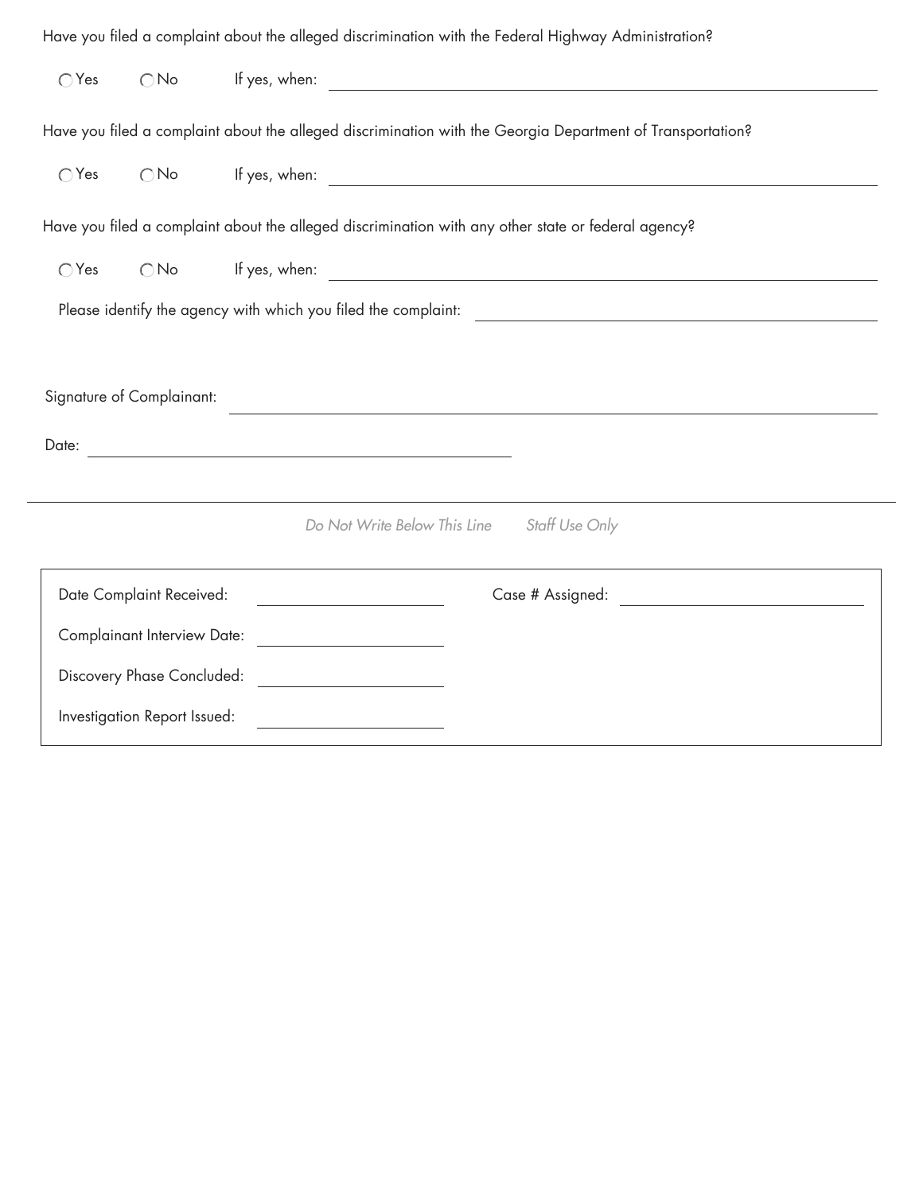Have you filed a complaint about the alleged discrimination with the Federal Highway Administration?

○ Yes ○ No If yes, when: ______________________________

Have you filed a complaint about the alleged discrimination with the Georgia Department of Transportation?

○ Yes ○ No If yes, when: ______________________________

Have you filed a complaint about the alleged discrimination with any other state or federal agency?

○ Yes ○ No If yes, when: ______________________________

Please identify the agency with which you filed the complaint: ______________________________

Signature of Complainant: ______________________________

Date: ______________________________

---

*Do Not Write Below This Line* *Staff Use Only*

| | | | |
|---|---|---|---|
| Date Complaint Received: | | Case # Assigned: | |
| Complainant Interview Date: | | | |
| Discovery Phase Concluded: | | | |
| Investigation Report Issued: | | | |